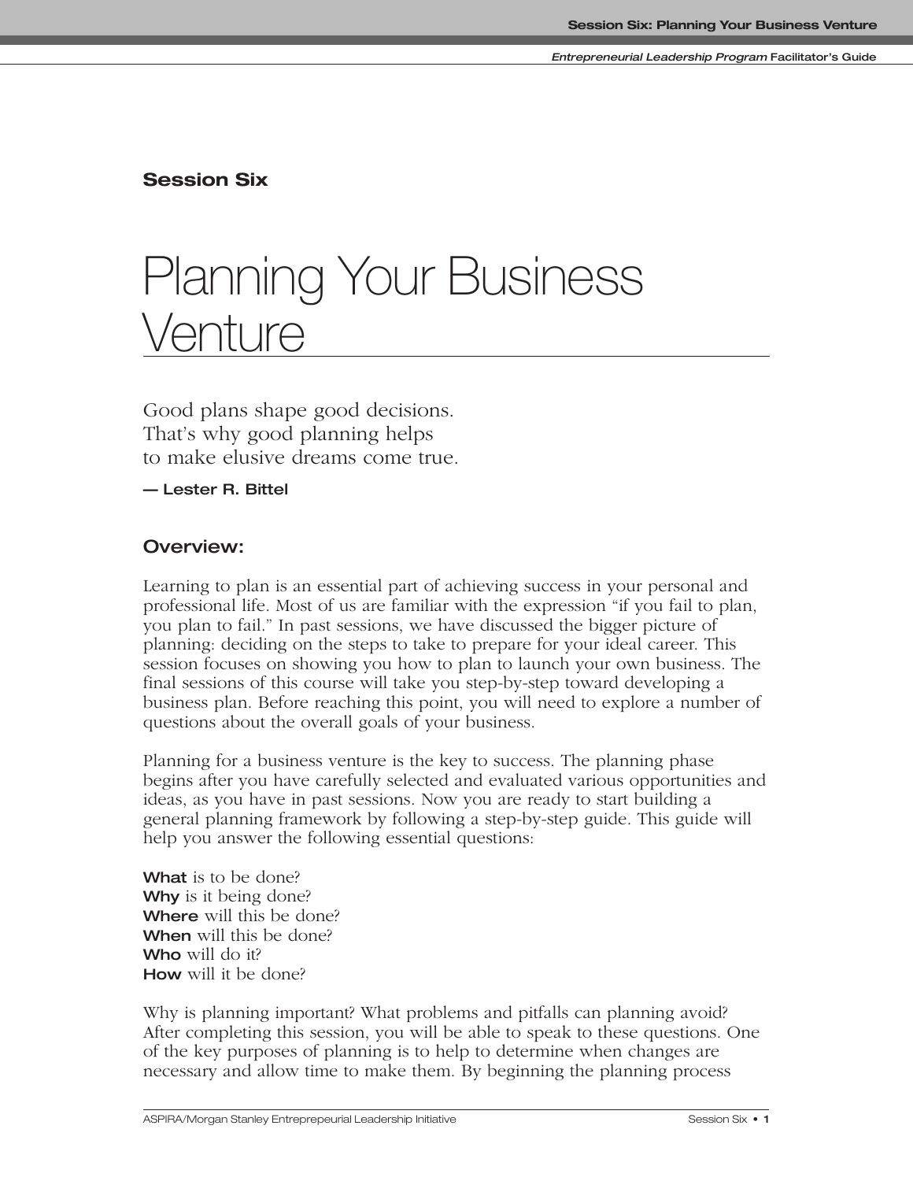**Session Six**

# Planning Your Business Venture

Good plans shape good decisions.
That's why good planning helps
to make elusive dreams come true.

**— Lester R. Bittel**

## Overview:

Learning to plan is an essential part of achieving success in your personal and professional life. Most of us are familiar with the expression "if you fail to plan, you plan to fail." In past sessions, we have discussed the bigger picture of planning: deciding on the steps to take to prepare for your ideal career. This session focuses on showing you how to plan to launch your own business. The final sessions of this course will take you step-by-step toward developing a business plan. Before reaching this point, you will need to explore a number of questions about the overall goals of your business.

Planning for a business venture is the key to success. The planning phase begins after you have carefully selected and evaluated various opportunities and ideas, as you have in past sessions. Now you are ready to start building a general planning framework by following a step-by-step guide. This guide will help you answer the following essential questions:

**What** is to be done?
**Why** is it being done?
**Where** will this be done?
**When** will this be done?
**Who** will do it?
**How** will it be done?

Why is planning important? What problems and pitfalls can planning avoid? After completing this session, you will be able to speak to these questions. One of the key purposes of planning is to help to determine when changes are necessary and allow time to make them. By beginning the planning process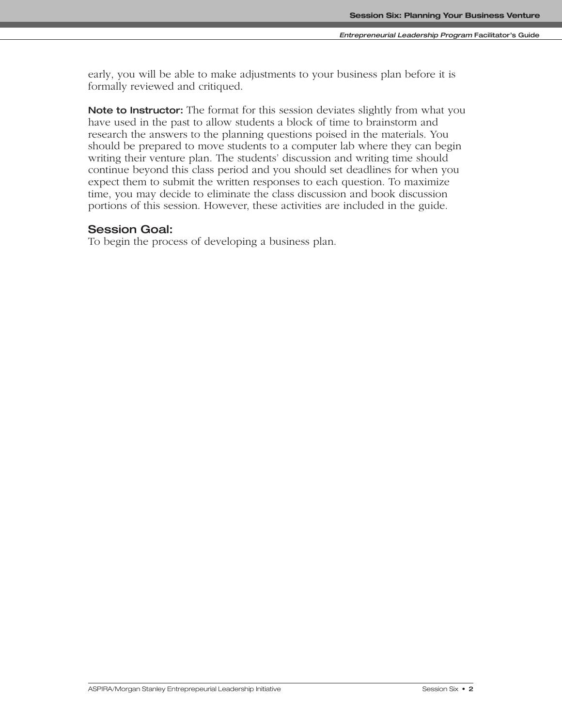early, you will be able to make adjustments to your business plan before it is formally reviewed and critiqued.

**Note to Instructor:** The format for this session deviates slightly from what you have used in the past to allow students a block of time to brainstorm and research the answers to the planning questions poised in the materials. You should be prepared to move students to a computer lab where they can begin writing their venture plan. The students' discussion and writing time should continue beyond this class period and you should set deadlines for when you expect them to submit the written responses to each question. To maximize time, you may decide to eliminate the class discussion and book discussion portions of this session. However, these activities are included in the guide.

## Session Goal:

To begin the process of developing a business plan.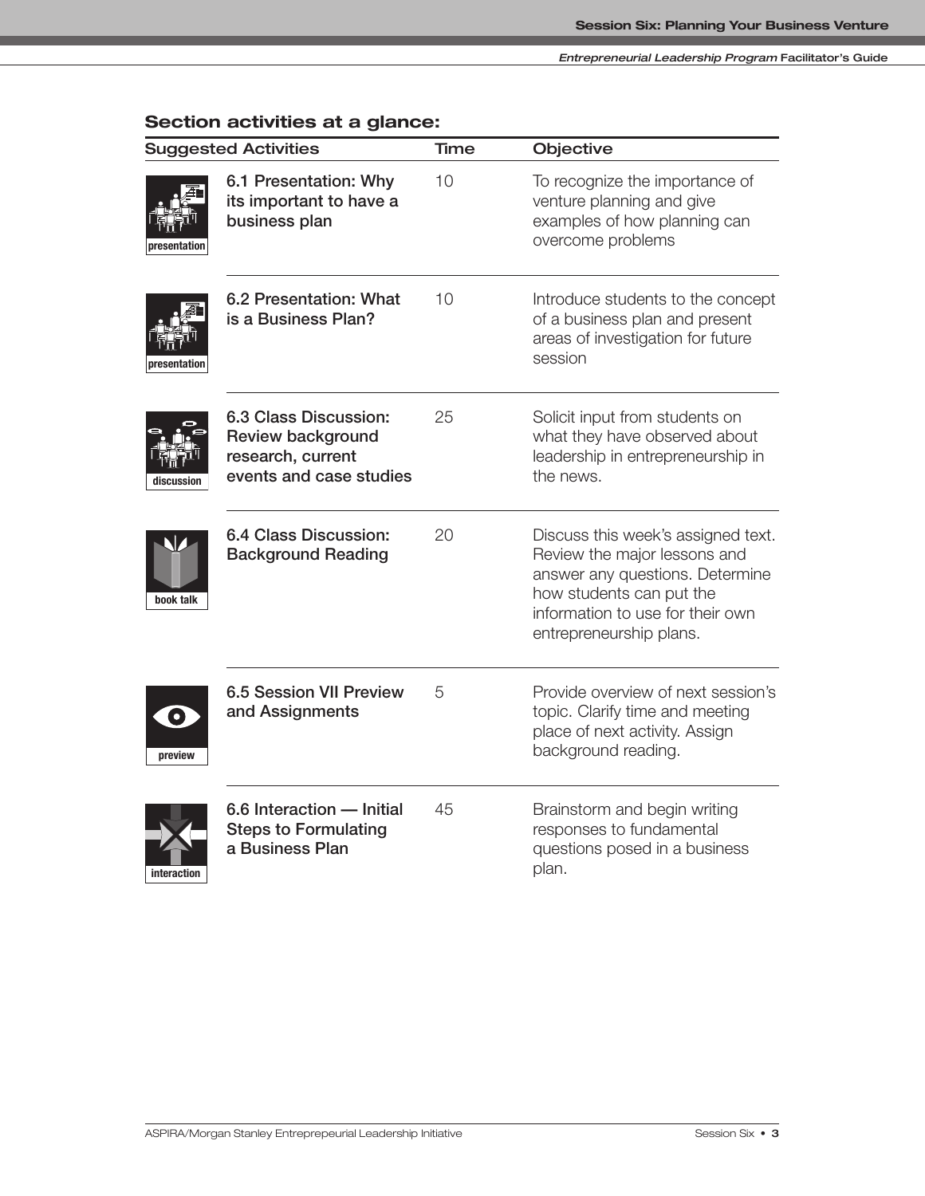## Section activities at a glance:

| Suggested Activities | | Time | Objective |
|---|---|---|---|
| presentation | 6.1 Presentation: Why its important to have a business plan | 10 | To recognize the importance of venture planning and give examples of how planning can overcome problems |
| presentation | 6.2 Presentation: What is a Business Plan? | 10 | Introduce students to the concept of a business plan and present areas of investigation for future session |
| discussion | 6.3 Class Discussion: Review background research, current events and case studies | 25 | Solicit input from students on what they have observed about leadership in entrepreneurship in the news. |
| book talk | 6.4 Class Discussion: Background Reading | 20 | Discuss this week's assigned text. Review the major lessons and answer any questions. Determine how students can put the information to use for their own entrepreneurship plans. |
| preview | 6.5 Session VII Preview and Assignments | 5 | Provide overview of next session's topic. Clarify time and meeting place of next activity. Assign background reading. |
| interaction | 6.6 Interaction — Initial Steps to Formulating a Business Plan | 45 | Brainstorm and begin writing responses to fundamental questions posed in a business plan. |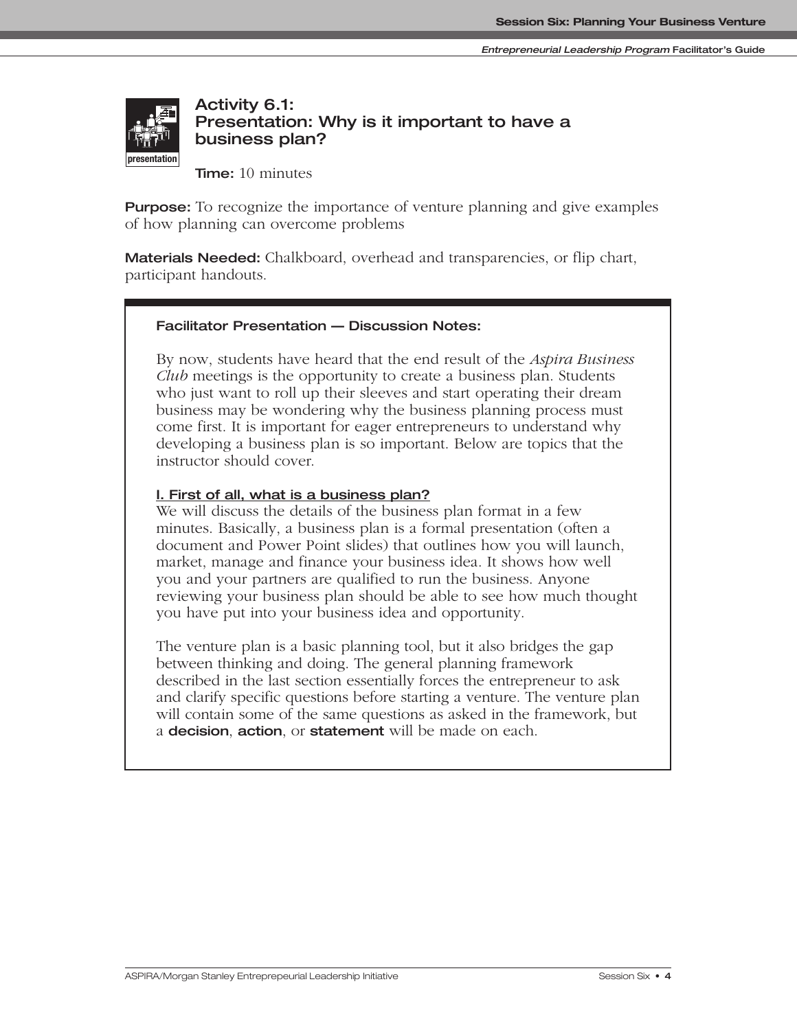### Activity 6.1: Presentation: Why is it important to have a business plan?

**Time:** 10 minutes

**Purpose:** To recognize the importance of venture planning and give examples of how planning can overcome problems

**Materials Needed:** Chalkboard, overhead and transparencies, or flip chart, participant handouts.

**Facilitator Presentation — Discussion Notes:**

By now, students have heard that the end result of the *Aspira Business Club* meetings is the opportunity to create a business plan. Students who just want to roll up their sleeves and start operating their dream business may be wondering why the business planning process must come first. It is important for eager entrepreneurs to understand why developing a business plan is so important. Below are topics that the instructor should cover.

**I. First of all, what is a business plan?**

We will discuss the details of the business plan format in a few minutes. Basically, a business plan is a formal presentation (often a document and Power Point slides) that outlines how you will launch, market, manage and finance your business idea. It shows how well you and your partners are qualified to run the business. Anyone reviewing your business plan should be able to see how much thought you have put into your business idea and opportunity.

The venture plan is a basic planning tool, but it also bridges the gap between thinking and doing. The general planning framework described in the last section essentially forces the entrepreneur to ask and clarify specific questions before starting a venture. The venture plan will contain some of the same questions as asked in the framework, but a **decision**, **action**, or **statement** will be made on each.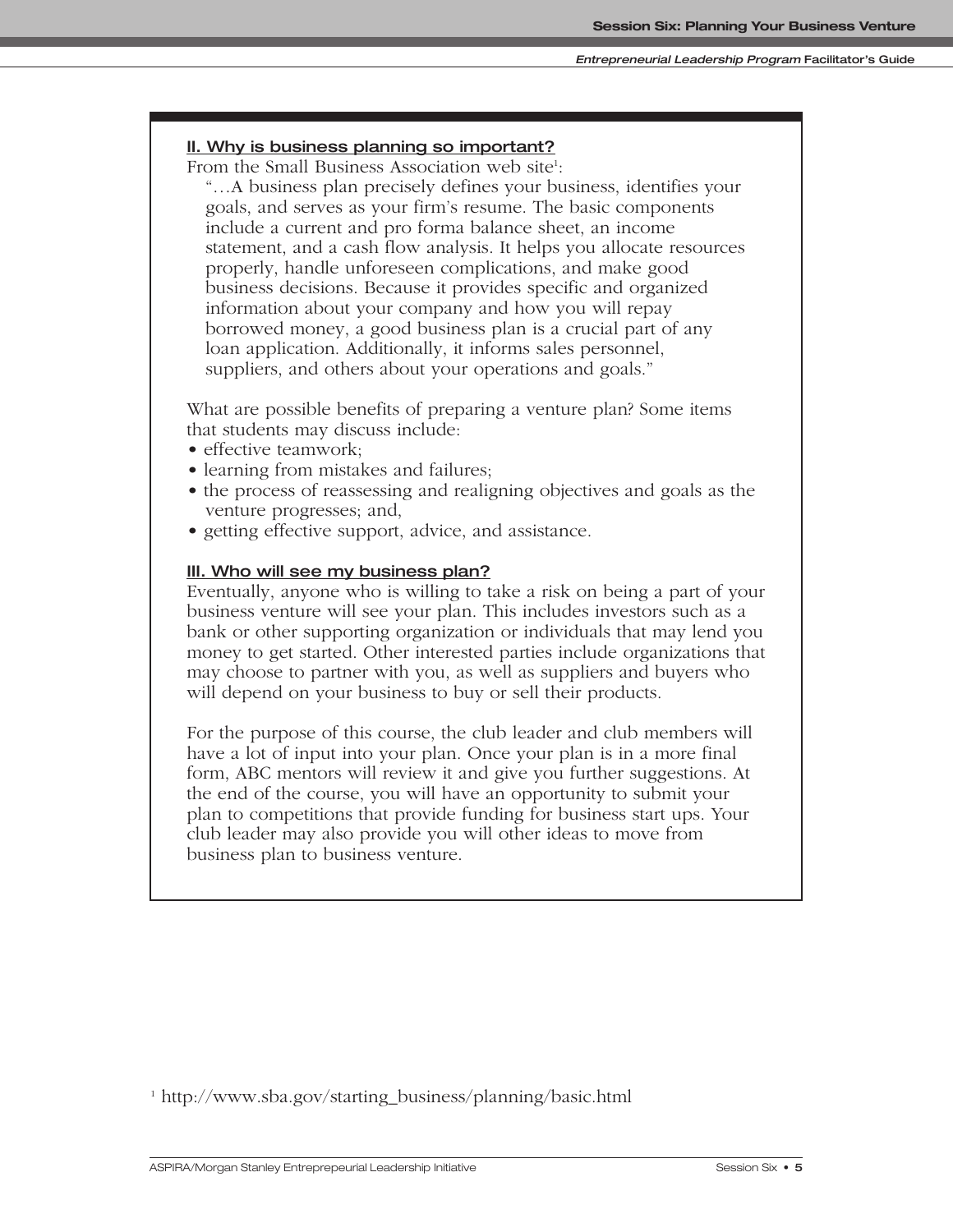## II. Why is business planning so important?

From the Small Business Association web site[1]:

> "…A business plan precisely defines your business, identifies your goals, and serves as your firm's resume. The basic components include a current and pro forma balance sheet, an income statement, and a cash flow analysis. It helps you allocate resources properly, handle unforeseen complications, and make good business decisions. Because it provides specific and organized information about your company and how you will repay borrowed money, a good business plan is a crucial part of any loan application. Additionally, it informs sales personnel, suppliers, and others about your operations and goals."

What are possible benefits of preparing a venture plan? Some items that students may discuss include:

- effective teamwork;
- learning from mistakes and failures;
- the process of reassessing and realigning objectives and goals as the venture progresses; and,
- getting effective support, advice, and assistance.

## III. Who will see my business plan?

Eventually, anyone who is willing to take a risk on being a part of your business venture will see your plan. This includes investors such as a bank or other supporting organization or individuals that may lend you money to get started. Other interested parties include organizations that may choose to partner with you, as well as suppliers and buyers who will depend on your business to buy or sell their products.

For the purpose of this course, the club leader and club members will have a lot of input into your plan. Once your plan is in a more final form, ABC mentors will review it and give you further suggestions. At the end of the course, you will have an opportunity to submit your plan to competitions that provide funding for business start ups. Your club leader may also provide you will other ideas to move from business plan to business venture.

[1] http://www.sba.gov/starting_business/planning/basic.html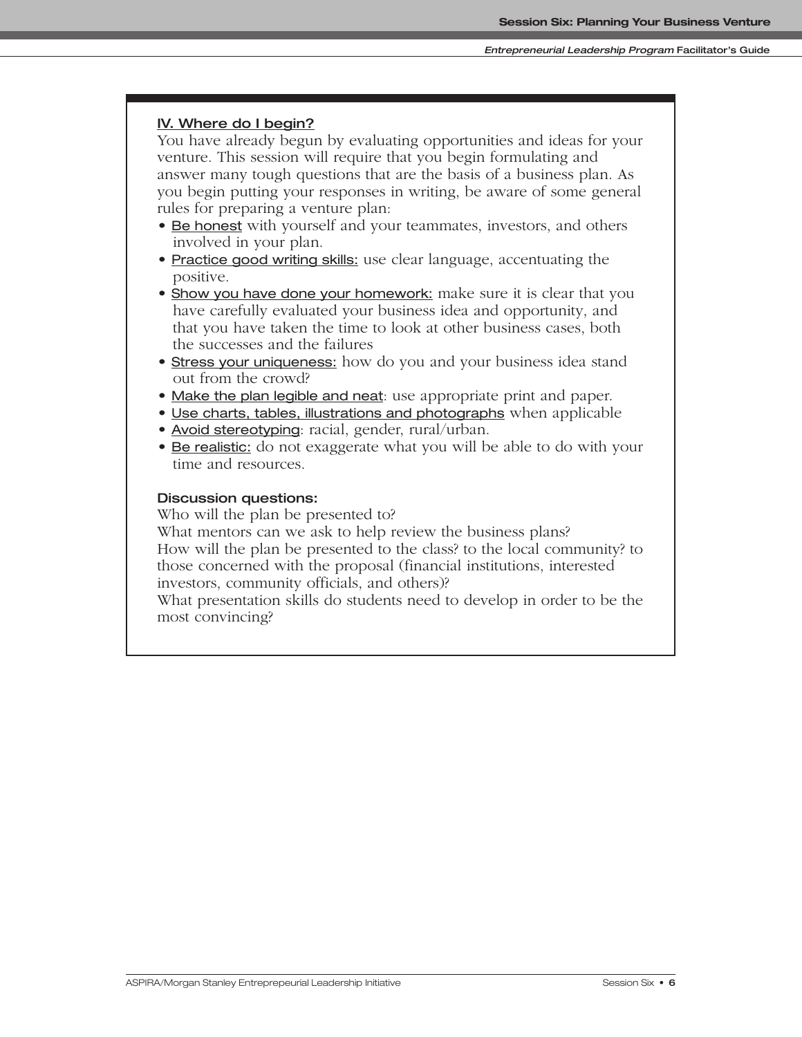## IV. Where do I begin?

You have already begun by evaluating opportunities and ideas for your venture. This session will require that you begin formulating and answer many tough questions that are the basis of a business plan. As you begin putting your responses in writing, be aware of some general rules for preparing a venture plan:

- Be honest with yourself and your teammates, investors, and others involved in your plan.
- Practice good writing skills: use clear language, accentuating the positive.
- Show you have done your homework: make sure it is clear that you have carefully evaluated your business idea and opportunity, and that you have taken the time to look at other business cases, both the successes and the failures
- Stress your uniqueness: how do you and your business idea stand out from the crowd?
- Make the plan legible and neat: use appropriate print and paper.
- Use charts, tables, illustrations and photographs when applicable
- Avoid stereotyping: racial, gender, rural/urban.
- Be realistic: do not exaggerate what you will be able to do with your time and resources.

**Discussion questions:**

Who will the plan be presented to?

What mentors can we ask to help review the business plans?

How will the plan be presented to the class? to the local community? to those concerned with the proposal (financial institutions, interested investors, community officials, and others)?

What presentation skills do students need to develop in order to be the most convincing?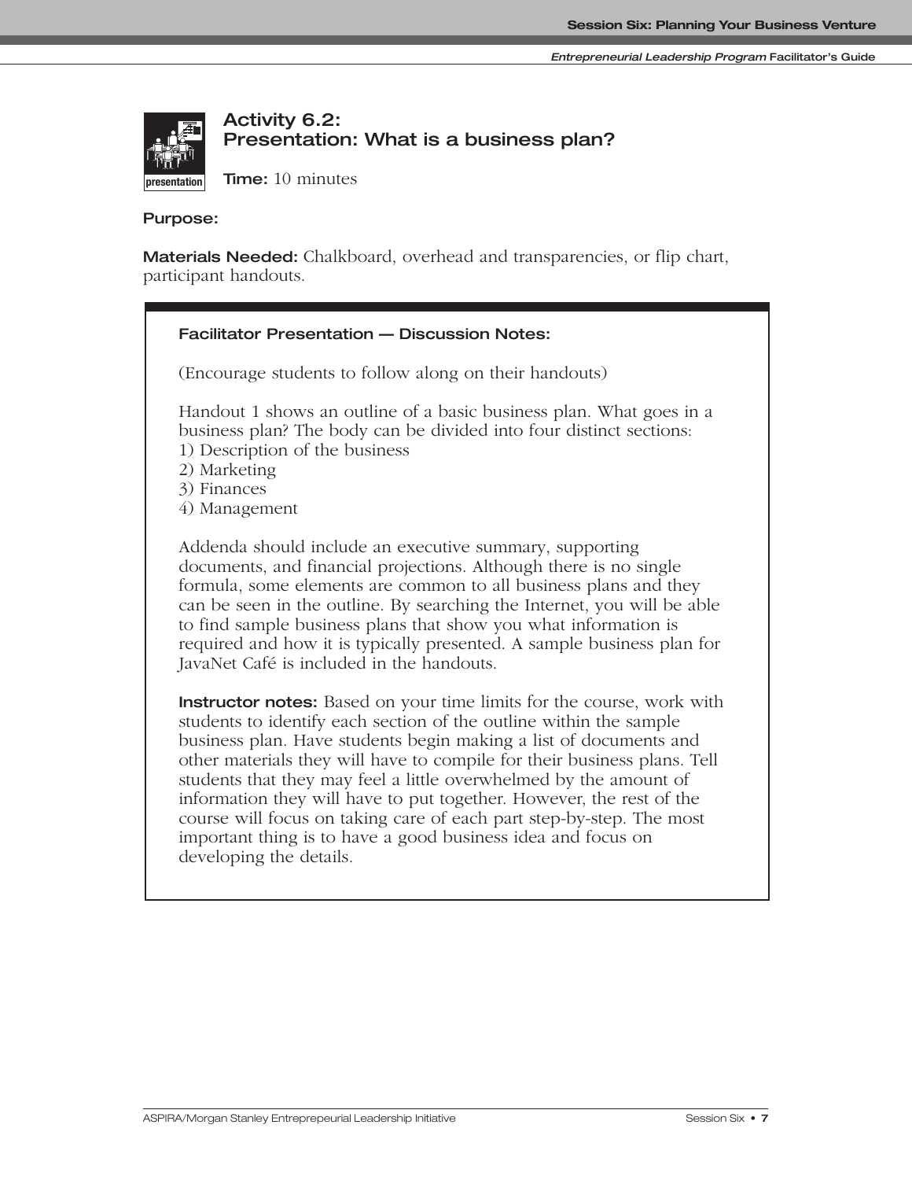## Activity 6.2:
## Presentation: What is a business plan?

presentation

**Time:** 10 minutes

**Purpose:**

**Materials Needed:** Chalkboard, overhead and transparencies, or flip chart, participant handouts.

---

**Facilitator Presentation — Discussion Notes:**

(Encourage students to follow along on their handouts)

Handout 1 shows an outline of a basic business plan. What goes in a business plan? The body can be divided into four distinct sections:
1) Description of the business
2) Marketing
3) Finances
4) Management

Addenda should include an executive summary, supporting documents, and financial projections. Although there is no single formula, some elements are common to all business plans and they can be seen in the outline. By searching the Internet, you will be able to find sample business plans that show you what information is required and how it is typically presented. A sample business plan for JavaNet Café is included in the handouts.

**Instructor notes:** Based on your time limits for the course, work with students to identify each section of the outline within the sample business plan. Have students begin making a list of documents and other materials they will have to compile for their business plans. Tell students that they may feel a little overwhelmed by the amount of information they will have to put together. However, the rest of the course will focus on taking care of each part step-by-step. The most important thing is to have a good business idea and focus on developing the details.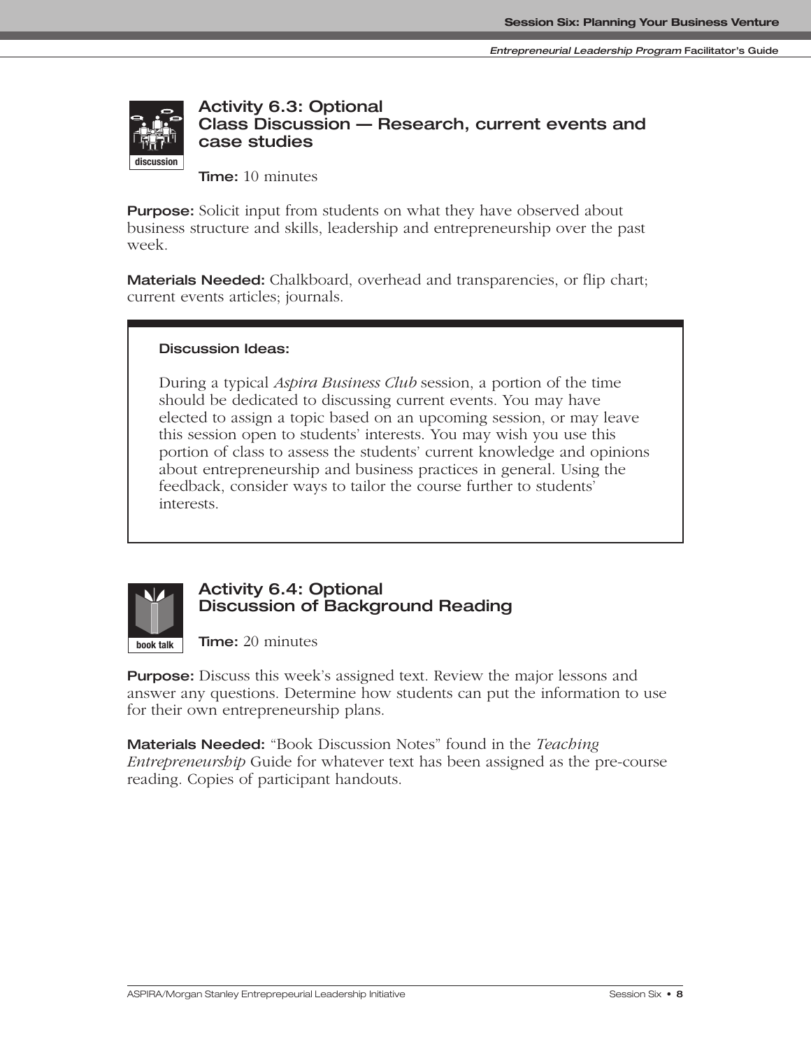## Activity 6.3: Optional Class Discussion — Research, current events and case studies

**Time:** 10 minutes

**Purpose:** Solicit input from students on what they have observed about business structure and skills, leadership and entrepreneurship over the past week.

**Materials Needed:** Chalkboard, overhead and transparencies, or flip chart; current events articles; journals.

> **Discussion Ideas:**
>
> During a typical *Aspira Business Club* session, a portion of the time should be dedicated to discussing current events. You may have elected to assign a topic based on an upcoming session, or may leave this session open to students' interests. You may wish you use this portion of class to assess the students' current knowledge and opinions about entrepreneurship and business practices in general. Using the feedback, consider ways to tailor the course further to students' interests.

## Activity 6.4: Optional Discussion of Background Reading

**Time:** 20 minutes

**Purpose:** Discuss this week's assigned text. Review the major lessons and answer any questions. Determine how students can put the information to use for their own entrepreneurship plans.

**Materials Needed:** "Book Discussion Notes" found in the *Teaching Entrepreneurship* Guide for whatever text has been assigned as the pre-course reading. Copies of participant handouts.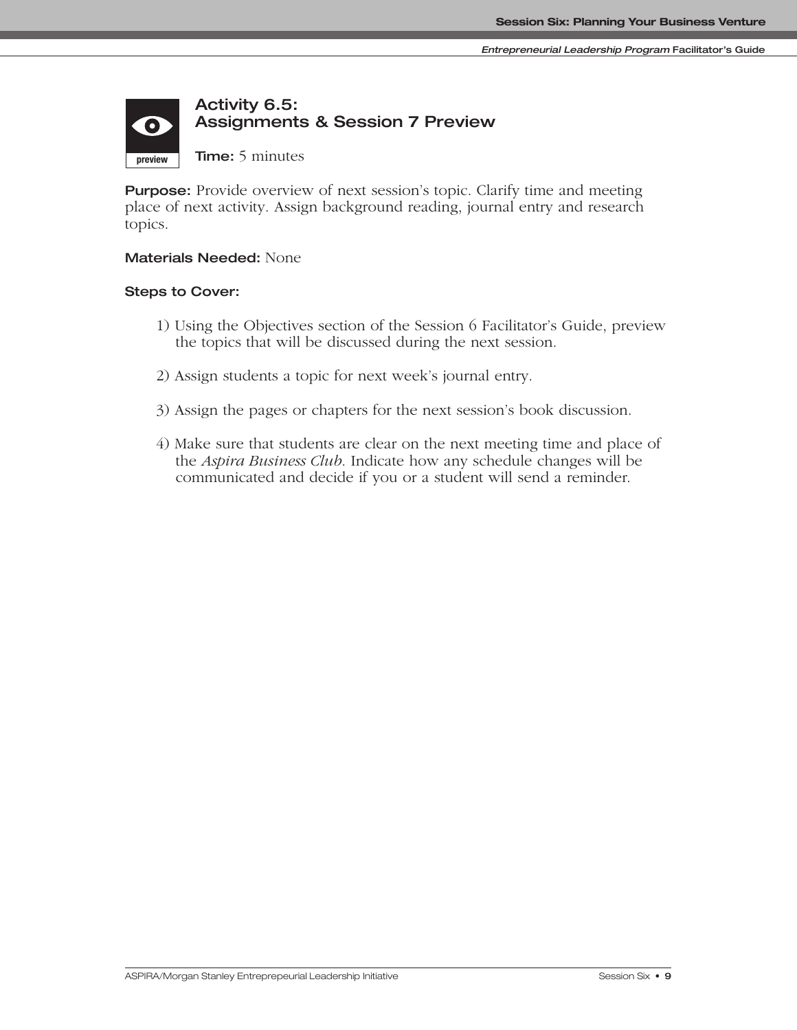preview

## Activity 6.5: Assignments & Session 7 Preview

**Time:** 5 minutes

**Purpose:** Provide overview of next session's topic. Clarify time and meeting place of next activity. Assign background reading, journal entry and research topics.

**Materials Needed:** None

**Steps to Cover:**

1) Using the Objectives section of the Session 6 Facilitator's Guide, preview the topics that will be discussed during the next session.

2) Assign students a topic for next week's journal entry.

3) Assign the pages or chapters for the next session's book discussion.

4) Make sure that students are clear on the next meeting time and place of the *Aspira Business Club*. Indicate how any schedule changes will be communicated and decide if you or a student will send a reminder.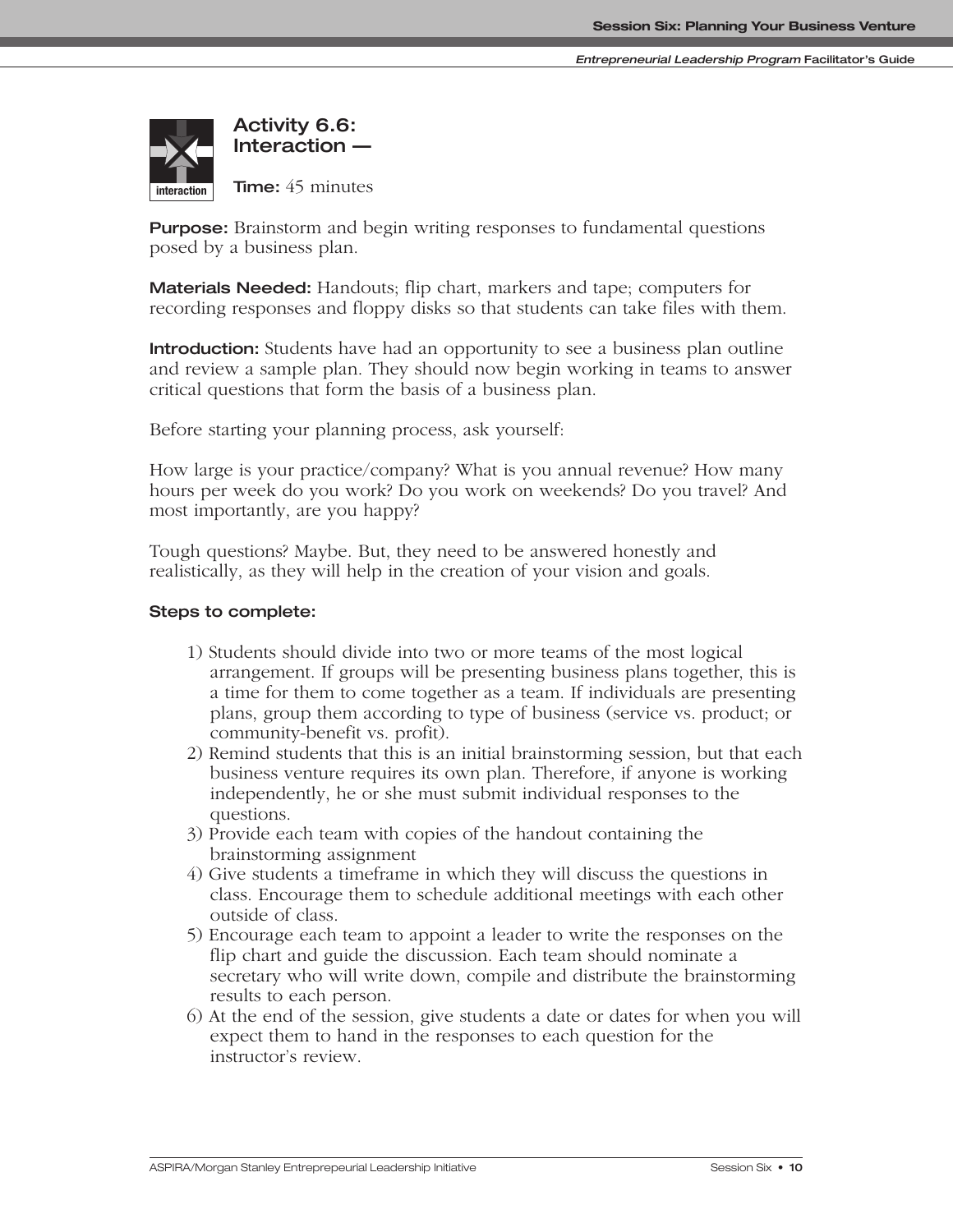## Activity 6.6: Interaction —

**Time:** 45 minutes

**Purpose:** Brainstorm and begin writing responses to fundamental questions posed by a business plan.

**Materials Needed:** Handouts; flip chart, markers and tape; computers for recording responses and floppy disks so that students can take files with them.

**Introduction:** Students have had an opportunity to see a business plan outline and review a sample plan. They should now begin working in teams to answer critical questions that form the basis of a business plan.

Before starting your planning process, ask yourself:

How large is your practice/company? What is you annual revenue? How many hours per week do you work? Do you work on weekends? Do you travel? And most importantly, are you happy?

Tough questions? Maybe. But, they need to be answered honestly and realistically, as they will help in the creation of your vision and goals.

**Steps to complete:**

1) Students should divide into two or more teams of the most logical arrangement. If groups will be presenting business plans together, this is a time for them to come together as a team. If individuals are presenting plans, group them according to type of business (service vs. product; or community-benefit vs. profit).
2) Remind students that this is an initial brainstorming session, but that each business venture requires its own plan. Therefore, if anyone is working independently, he or she must submit individual responses to the questions.
3) Provide each team with copies of the handout containing the brainstorming assignment
4) Give students a timeframe in which they will discuss the questions in class. Encourage them to schedule additional meetings with each other outside of class.
5) Encourage each team to appoint a leader to write the responses on the flip chart and guide the discussion. Each team should nominate a secretary who will write down, compile and distribute the brainstorming results to each person.
6) At the end of the session, give students a date or dates for when you will expect them to hand in the responses to each question for the instructor's review.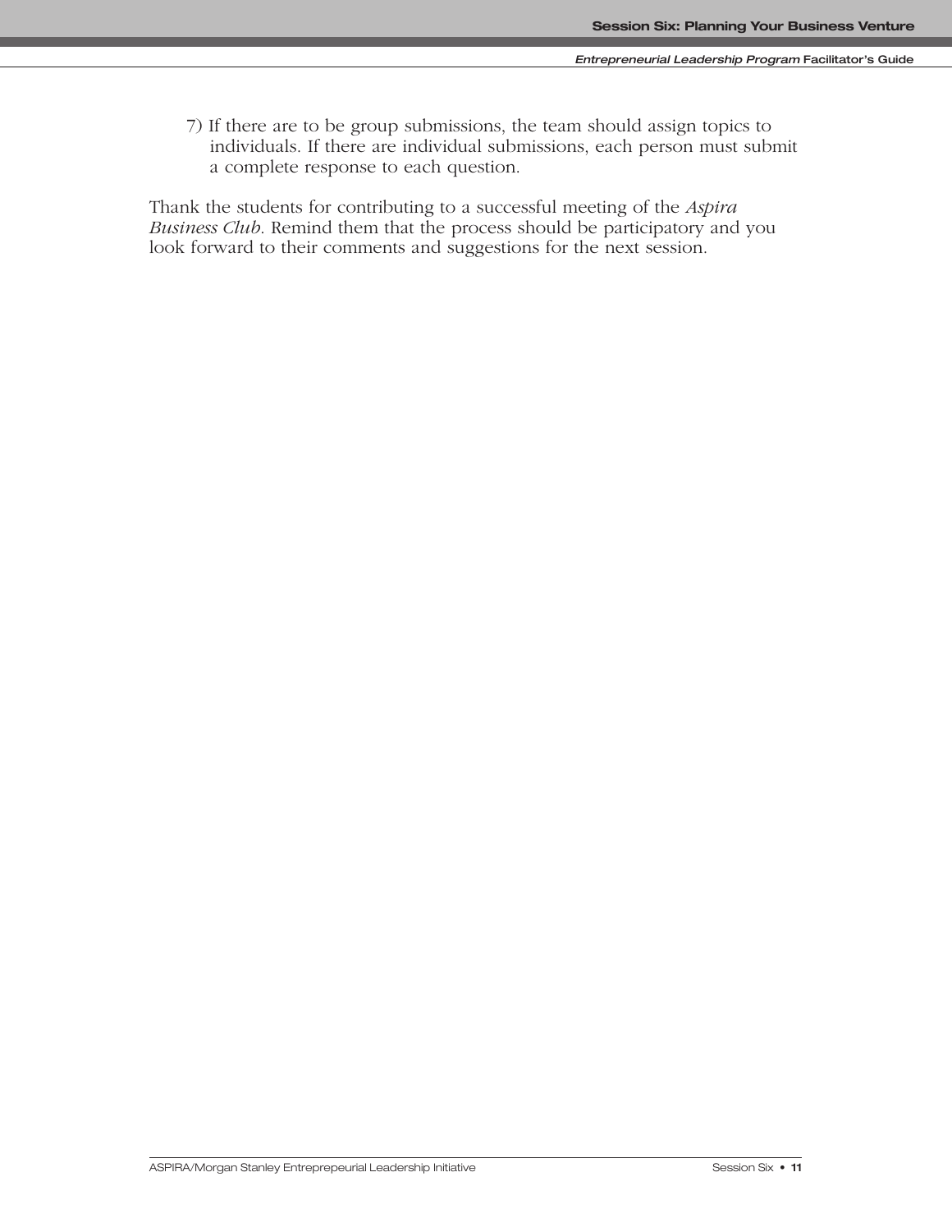7) If there are to be group submissions, the team should assign topics to individuals. If there are individual submissions, each person must submit a complete response to each question.

Thank the students for contributing to a successful meeting of the *Aspira Business Club*. Remind them that the process should be participatory and you look forward to their comments and suggestions for the next session.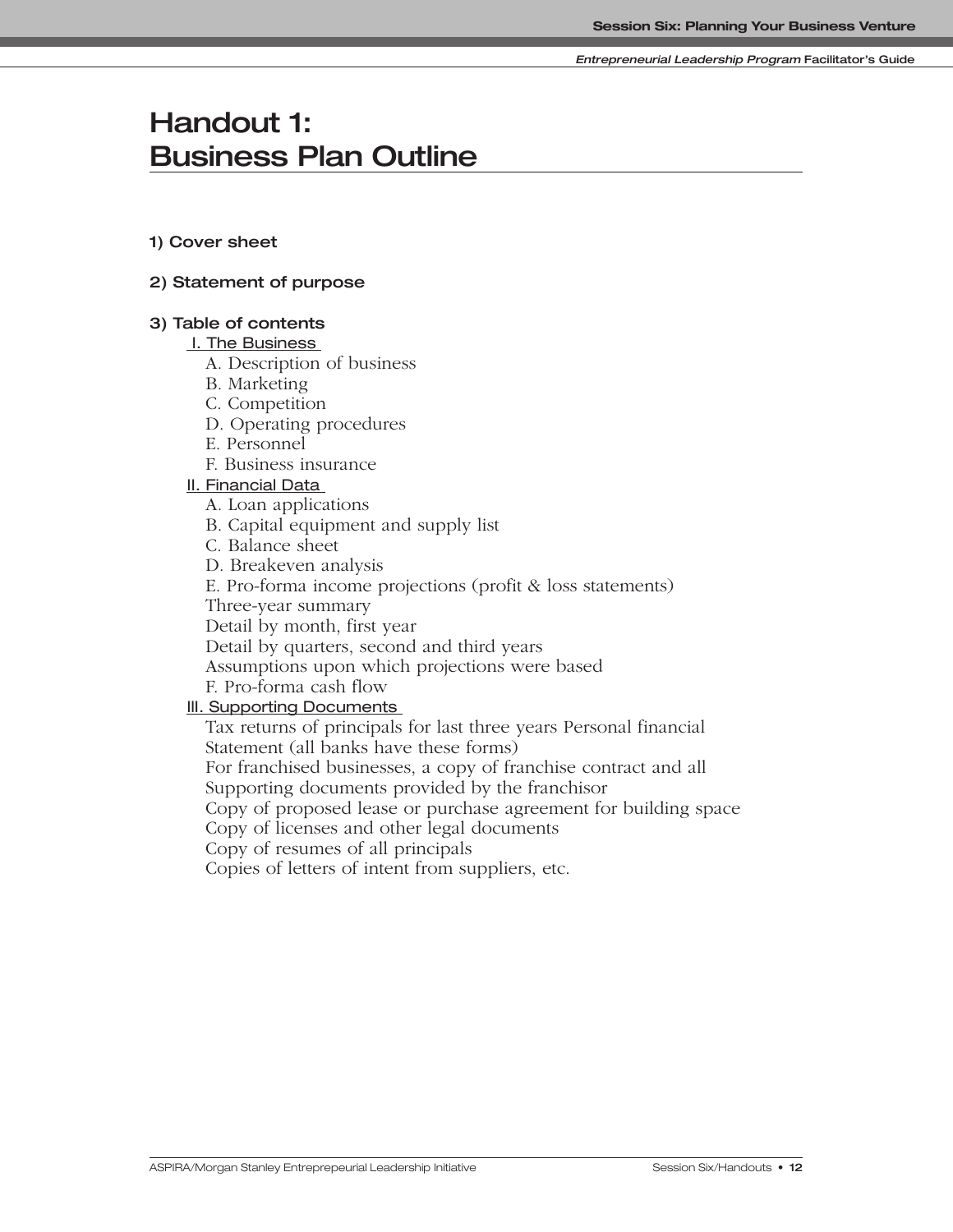# Handout 1: Business Plan Outline

**1) Cover sheet**

**2) Statement of purpose**

**3) Table of contents**

I. The Business

- A. Description of business
- B. Marketing
- C. Competition
- D. Operating procedures
- E. Personnel
- F. Business insurance

II. Financial Data

- A. Loan applications
- B. Capital equipment and supply list
- C. Balance sheet
- D. Breakeven analysis
- E. Pro-forma income projections (profit & loss statements)
  - Three-year summary
  - Detail by month, first year
  - Detail by quarters, second and third years
  - Assumptions upon which projections were based
- F. Pro-forma cash flow

III. Supporting Documents

Tax returns of principals for last three years Personal financial Statement (all banks have these forms)
For franchised businesses, a copy of franchise contract and all Supporting documents provided by the franchisor
Copy of proposed lease or purchase agreement for building space
Copy of licenses and other legal documents
Copy of resumes of all principals
Copies of letters of intent from suppliers, etc.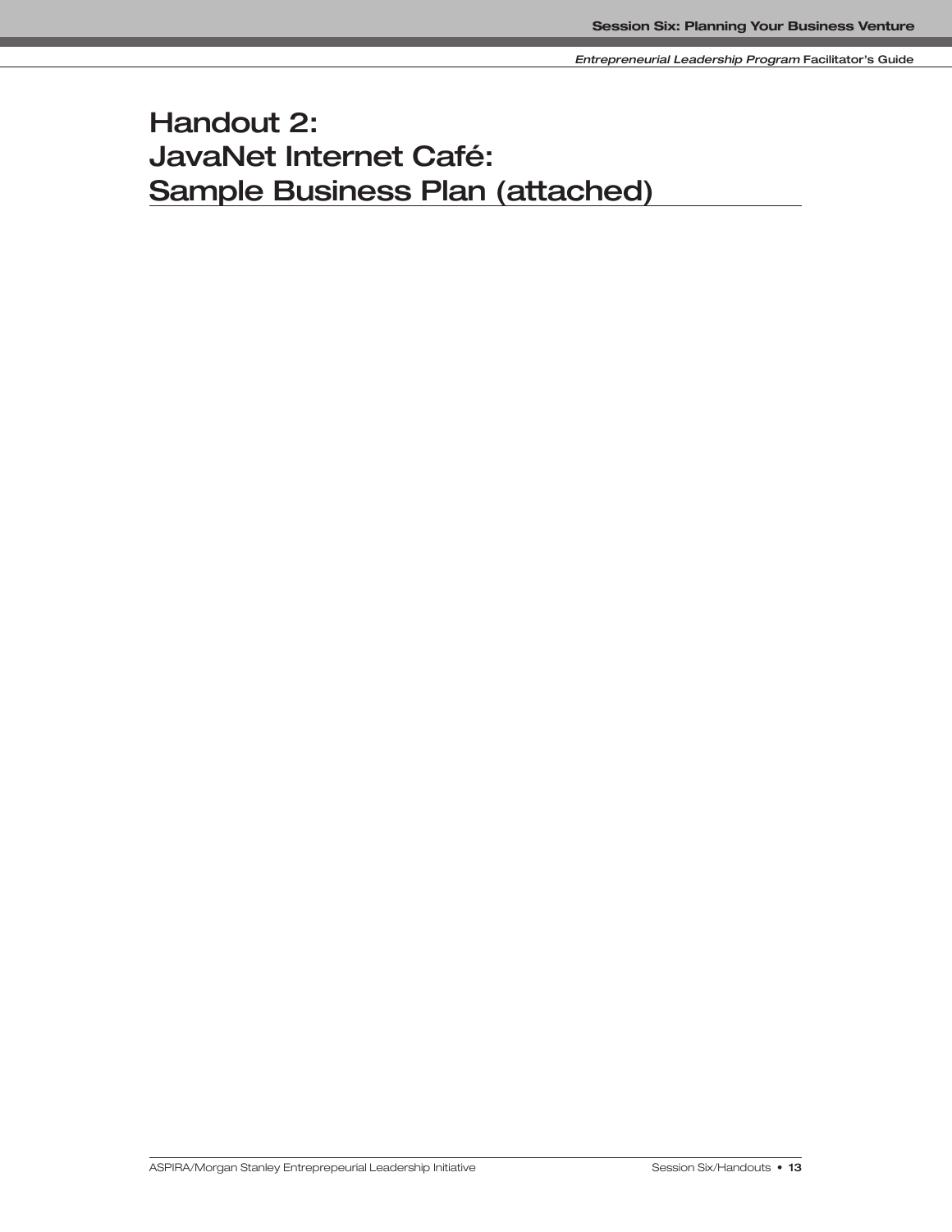# Handout 2:
# JavaNet Internet Café:
# Sample Business Plan (attached)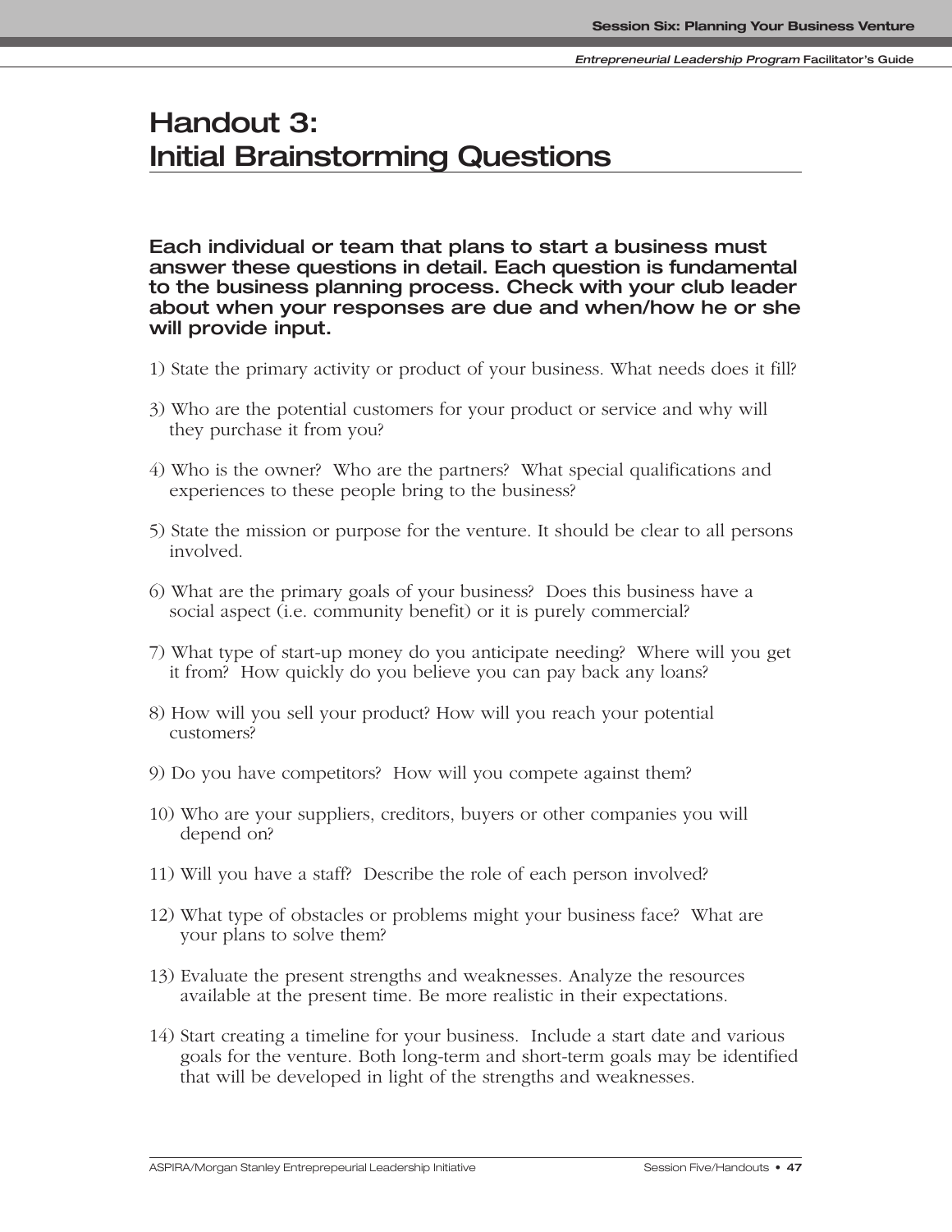# Handout 3: Initial Brainstorming Questions

**Each individual or team that plans to start a business must answer these questions in detail. Each question is fundamental to the business planning process. Check with your club leader about when your responses are due and when/how he or she will provide input.**

1) State the primary activity or product of your business. What needs does it fill?

3) Who are the potential customers for your product or service and why will they purchase it from you?

4) Who is the owner? Who are the partners? What special qualifications and experiences to these people bring to the business?

5) State the mission or purpose for the venture. It should be clear to all persons involved.

6) What are the primary goals of your business? Does this business have a social aspect (i.e. community benefit) or it is purely commercial?

7) What type of start-up money do you anticipate needing? Where will you get it from? How quickly do you believe you can pay back any loans?

8) How will you sell your product? How will you reach your potential customers?

9) Do you have competitors? How will you compete against them?

10) Who are your suppliers, creditors, buyers or other companies you will depend on?

11) Will you have a staff? Describe the role of each person involved?

12) What type of obstacles or problems might your business face? What are your plans to solve them?

13) Evaluate the present strengths and weaknesses. Analyze the resources available at the present time. Be more realistic in their expectations.

14) Start creating a timeline for your business. Include a start date and various goals for the venture. Both long-term and short-term goals may be identified that will be developed in light of the strengths and weaknesses.